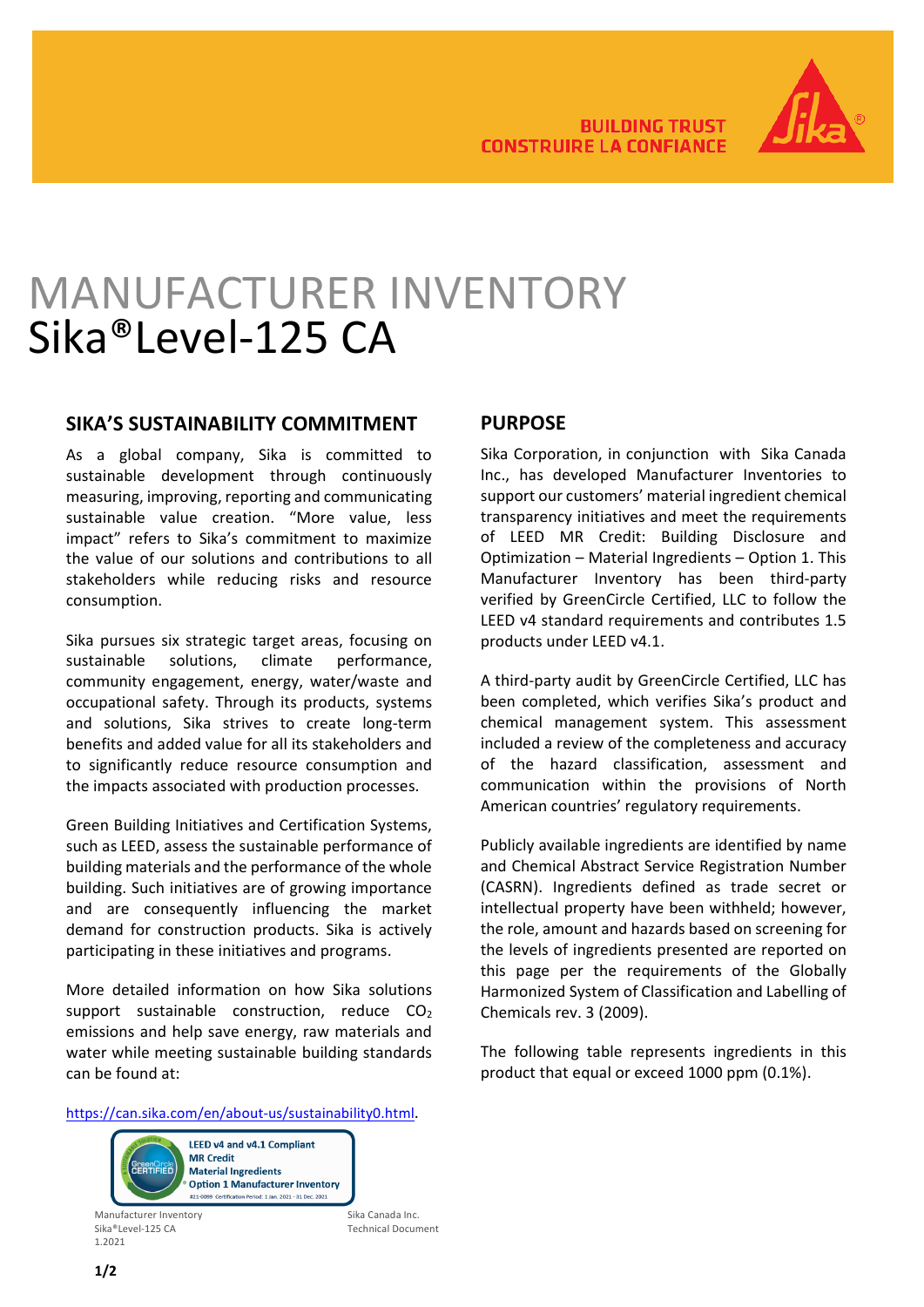BUILDING TRUST
CONSTRUIRE LA CONFIANCE

# MANUFACTURER INVENTORY
# Sika®Level-125 CA

## SIKA'S SUSTAINABILITY COMMITMENT

As a global company, Sika is committed to sustainable development through continuously measuring, improving, reporting and communicating sustainable value creation. "More value, less impact" refers to Sika's commitment to maximize the value of our solutions and contributions to all stakeholders while reducing risks and resource consumption.

Sika pursues six strategic target areas, focusing on sustainable solutions, climate performance, community engagement, energy, water/waste and occupational safety. Through its products, systems and solutions, Sika strives to create long-term benefits and added value for all its stakeholders and to significantly reduce resource consumption and the impacts associated with production processes.

Green Building Initiatives and Certification Systems, such as LEED, assess the sustainable performance of building materials and the performance of the whole building. Such initiatives are of growing importance and are consequently influencing the market demand for construction products. Sika is actively participating in these initiatives and programs.

More detailed information on how Sika solutions support sustainable construction, reduce $CO_2$ emissions and help save energy, raw materials and water while meeting sustainable building standards can be found at:

https://can.sika.com/en/about-us/sustainability0.html.

LEED v4 and v4.1 Compliant
MR Credit
Material Ingredients
Option 1 Manufacturer Inventory
#21-0099 Certification Period: 1 Jan. 2021 - 31 Dec. 2021

## PURPOSE

Sika Corporation, in conjunction with Sika Canada Inc., has developed Manufacturer Inventories to support our customers' material ingredient chemical transparency initiatives and meet the requirements of LEED MR Credit: Building Disclosure and Optimization – Material Ingredients – Option 1. This Manufacturer Inventory has been third-party verified by GreenCircle Certified, LLC to follow the LEED v4 standard requirements and contributes 1.5 products under LEED v4.1.

A third-party audit by GreenCircle Certified, LLC has been completed, which verifies Sika's product and chemical management system. This assessment included a review of the completeness and accuracy of the hazard classification, assessment and communication within the provisions of North American countries' regulatory requirements.

Publicly available ingredients are identified by name and Chemical Abstract Service Registration Number (CASRN). Ingredients defined as trade secret or intellectual property have been withheld; however, the role, amount and hazards based on screening for the levels of ingredients presented are reported on this page per the requirements of the Globally Harmonized System of Classification and Labelling of Chemicals rev. 3 (2009).

The following table represents ingredients in this product that equal or exceed 1000 ppm (0.1%).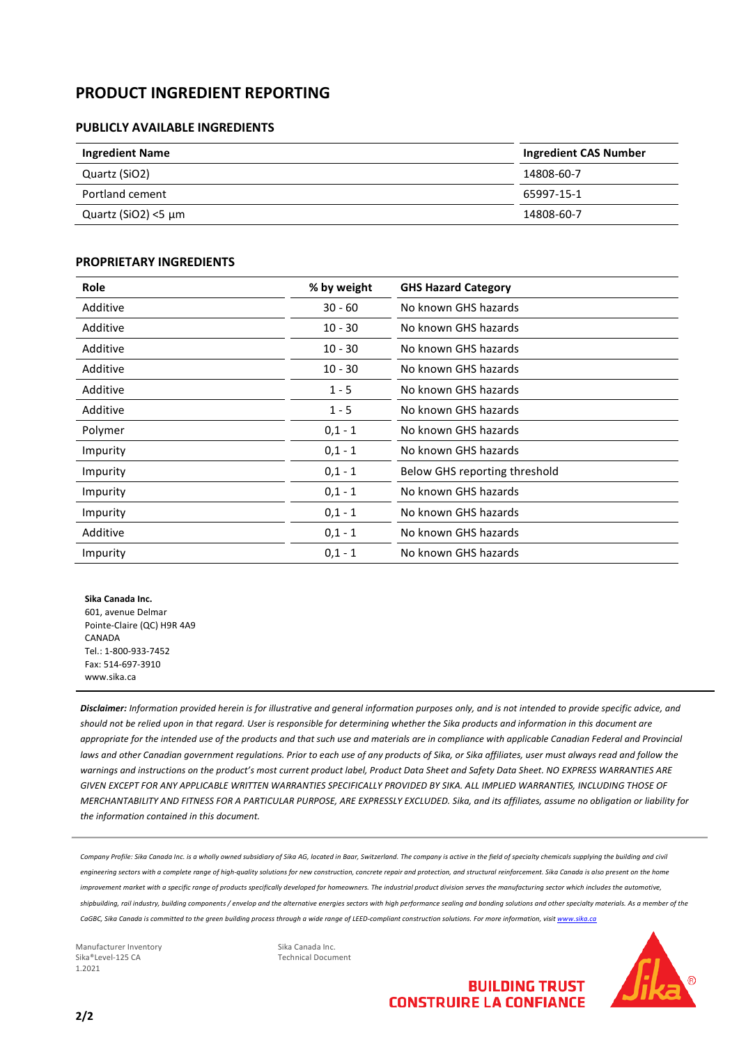## PRODUCT INGREDIENT REPORTING

### PUBLICLY AVAILABLE INGREDIENTS

| Ingredient Name | Ingredient CAS Number |
|---|---|
| Quartz ($SiO_2$) | 14808-60-7 |
| Portland cement | 65997-15-1 |
| Quartz ($SiO_2$) <5 µm | 14808-60-7 |

### PROPRIETARY INGREDIENTS

| Role | % by weight | GHS Hazard Category |
|---|---|---|
| Additive | 30 - 60 | No known GHS hazards |
| Additive | 10 - 30 | No known GHS hazards |
| Additive | 10 - 30 | No known GHS hazards |
| Additive | 10 - 30 | No known GHS hazards |
| Additive | 1 - 5 | No known GHS hazards |
| Additive | 1 - 5 | No known GHS hazards |
| Polymer | 0,1 - 1 | No known GHS hazards |
| Impurity | 0,1 - 1 | No known GHS hazards |
| Impurity | 0,1 - 1 | Below GHS reporting threshold |
| Impurity | 0,1 - 1 | No known GHS hazards |
| Impurity | 0,1 - 1 | No known GHS hazards |
| Additive | 0,1 - 1 | No known GHS hazards |
| Impurity | 0,1 - 1 | No known GHS hazards |

**Sika Canada Inc.**
601, avenue Delmar
Pointe-Claire (QC) H9R 4A9
CANADA
Tel.: 1-800-933-7452
Fax: 514-697-3910
www.sika.ca

***Disclaimer:*** *Information provided herein is for illustrative and general information purposes only, and is not intended to provide specific advice, and should not be relied upon in that regard. User is responsible for determining whether the Sika products and information in this document are appropriate for the intended use of the products and that such use and materials are in compliance with applicable Canadian Federal and Provincial laws and other Canadian government regulations. Prior to each use of any products of Sika, or Sika affiliates, user must always read and follow the warnings and instructions on the product's most current product label, Product Data Sheet and Safety Data Sheet. NO EXPRESS WARRANTIES ARE GIVEN EXCEPT FOR ANY APPLICABLE WRITTEN WARRANTIES SPECIFICALLY PROVIDED BY SIKA. ALL IMPLIED WARRANTIES, INCLUDING THOSE OF MERCHANTABILITY AND FITNESS FOR A PARTICULAR PURPOSE, ARE EXPRESSLY EXCLUDED. Sika, and its affiliates, assume no obligation or liability for the information contained in this document.*

*Company Profile: Sika Canada Inc. is a wholly owned subsidiary of Sika AG, located in Baar, Switzerland. The company is active in the field of specialty chemicals supplying the building and civil engineering sectors with a complete range of high-quality solutions for new construction, concrete repair and protection, and structural reinforcement. Sika Canada is also present on the home improvement market with a specific range of products specifically developed for homeowners. The industrial product division serves the manufacturing sector which includes the automotive, shipbuilding, rail industry, building components / envelop and the alternative energies sectors with high performance sealing and bonding solutions and other specialty materials. As a member of the CaGBC, Sika Canada is committed to the green building process through a wide range of LEED-compliant construction solutions. For more information, visit www.sika.ca*

Manufacturer Inventory
Sika®Level-125 CA
1.2021

Sika Canada Inc.
Technical Document

**BUILDING TRUST**
**CONSTRUIRE LA CONFIANCE**